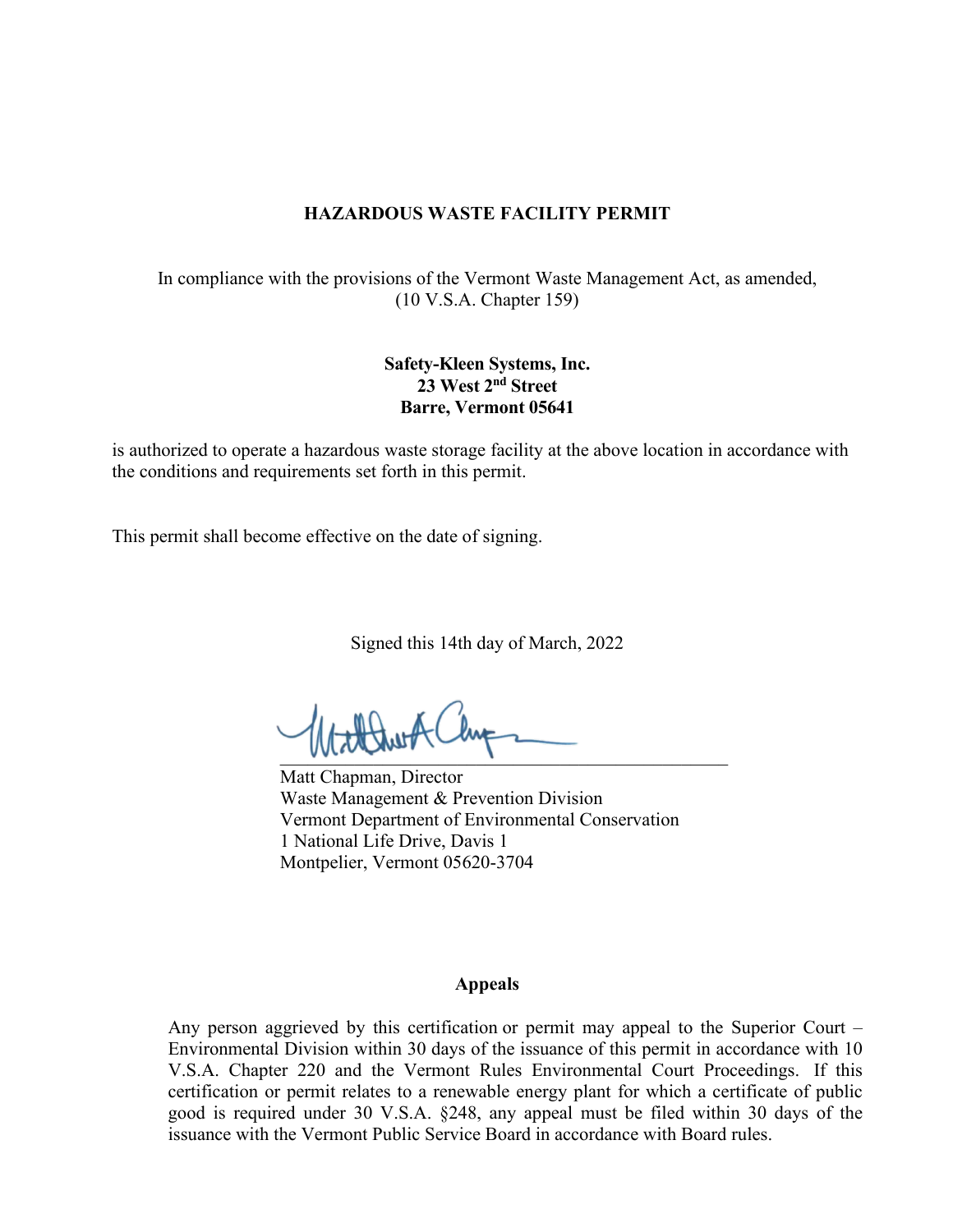# HAZARDOUS WASTE FACILITY PERMIT

In compliance with the provisions of the Vermont Waste Management Act, as amended, (10 V.S.A. Chapter 159)

**Safety-Kleen Systems, Inc.**
**23 West 2nd Street**
**Barre, Vermont 05641**

is authorized to operate a hazardous waste storage facility at the above location in accordance with the conditions and requirements set forth in this permit.

This permit shall become effective on the date of signing.

Signed this 14th day of March, 2022

\_\_\_\_\_\_\_\_\_\_\_\_\_\_\_\_\_\_\_\_\_\_\_\_\_\_\_\_\_\_\_\_\_\_\_\_\_\_\_\_\_\_\_\_

Matt Chapman, Director
Waste Management & Prevention Division
Vermont Department of Environmental Conservation
1 National Life Drive, Davis 1
Montpelier, Vermont 05620-3704

## Appeals

Any person aggrieved by this certification or permit may appeal to the Superior Court – Environmental Division within 30 days of the issuance of this permit in accordance with 10 V.S.A. Chapter 220 and the Vermont Rules Environmental Court Proceedings. If this certification or permit relates to a renewable energy plant for which a certificate of public good is required under 30 V.S.A. §248, any appeal must be filed within 30 days of the issuance with the Vermont Public Service Board in accordance with Board rules.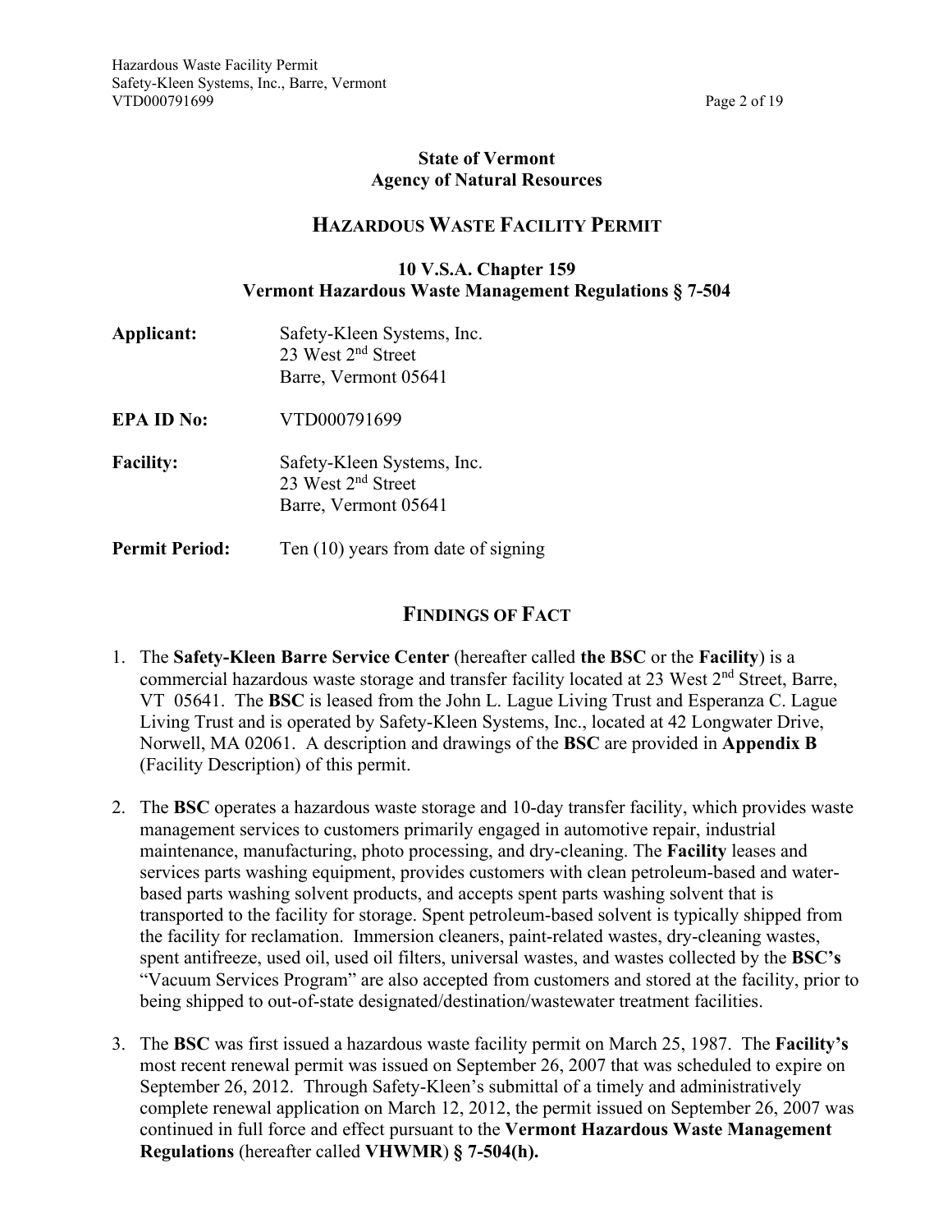**State of Vermont**
**Agency of Natural Resources**

## HAZARDOUS WASTE FACILITY PERMIT

**10 V.S.A. Chapter 159**
**Vermont Hazardous Waste Management Regulations § 7-504**

**Applicant:** Safety-Kleen Systems, Inc.
23 West 2nd Street
Barre, Vermont 05641

**EPA ID No:** VTD000791699

**Facility:** Safety-Kleen Systems, Inc.
23 West 2nd Street
Barre, Vermont 05641

**Permit Period:** Ten (10) years from date of signing

## FINDINGS OF FACT

1. The **Safety-Kleen Barre Service Center** (hereafter called **the BSC** or the **Facility**) is a commercial hazardous waste storage and transfer facility located at 23 West 2nd Street, Barre, VT 05641. The **BSC** is leased from the John L. Lague Living Trust and Esperanza C. Lague Living Trust and is operated by Safety-Kleen Systems, Inc., located at 42 Longwater Drive, Norwell, MA 02061. A description and drawings of the **BSC** are provided in **Appendix B** (Facility Description) of this permit.

2. The **BSC** operates a hazardous waste storage and 10-day transfer facility, which provides waste management services to customers primarily engaged in automotive repair, industrial maintenance, manufacturing, photo processing, and dry-cleaning. The **Facility** leases and services parts washing equipment, provides customers with clean petroleum-based and water-based parts washing solvent products, and accepts spent parts washing solvent that is transported to the facility for storage. Spent petroleum-based solvent is typically shipped from the facility for reclamation. Immersion cleaners, paint-related wastes, dry-cleaning wastes, spent antifreeze, used oil, used oil filters, universal wastes, and wastes collected by the **BSC's** "Vacuum Services Program" are also accepted from customers and stored at the facility, prior to being shipped to out-of-state designated/destination/wastewater treatment facilities.

3. The **BSC** was first issued a hazardous waste facility permit on March 25, 1987. The **Facility's** most recent renewal permit was issued on September 26, 2007 that was scheduled to expire on September 26, 2012. Through Safety-Kleen's submittal of a timely and administratively complete renewal application on March 12, 2012, the permit issued on September 26, 2007 was continued in full force and effect pursuant to the **Vermont Hazardous Waste Management Regulations** (hereafter called **VHWMR**) **§ 7-504(h).**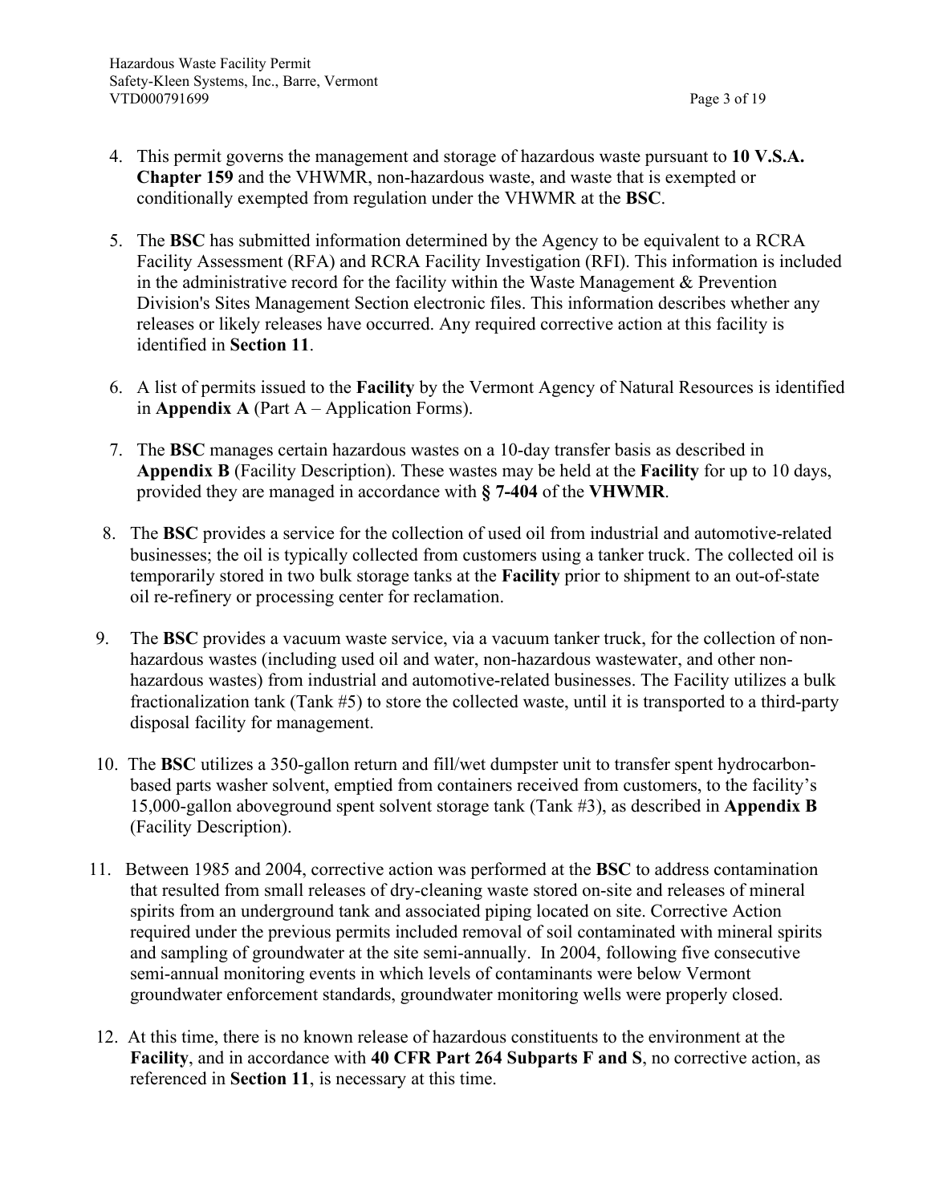4. This permit governs the management and storage of hazardous waste pursuant to **10 V.S.A. Chapter 159** and the VHWMR, non-hazardous waste, and waste that is exempted or conditionally exempted from regulation under the VHWMR at the **BSC**.

5. The **BSC** has submitted information determined by the Agency to be equivalent to a RCRA Facility Assessment (RFA) and RCRA Facility Investigation (RFI). This information is included in the administrative record for the facility within the Waste Management & Prevention Division's Sites Management Section electronic files. This information describes whether any releases or likely releases have occurred. Any required corrective action at this facility is identified in **Section 11**.

6. A list of permits issued to the **Facility** by the Vermont Agency of Natural Resources is identified in **Appendix A** (Part A – Application Forms).

7. The **BSC** manages certain hazardous wastes on a 10-day transfer basis as described in **Appendix B** (Facility Description). These wastes may be held at the **Facility** for up to 10 days, provided they are managed in accordance with **§ 7-404** of the **VHWMR**.

8. The **BSC** provides a service for the collection of used oil from industrial and automotive-related businesses; the oil is typically collected from customers using a tanker truck. The collected oil is temporarily stored in two bulk storage tanks at the **Facility** prior to shipment to an out-of-state oil re-refinery or processing center for reclamation.

9. The **BSC** provides a vacuum waste service, via a vacuum tanker truck, for the collection of non-hazardous wastes (including used oil and water, non-hazardous wastewater, and other non-hazardous wastes) from industrial and automotive-related businesses. The Facility utilizes a bulk fractionalization tank (Tank #5) to store the collected waste, until it is transported to a third-party disposal facility for management.

10. The **BSC** utilizes a 350-gallon return and fill/wet dumpster unit to transfer spent hydrocarbon-based parts washer solvent, emptied from containers received from customers, to the facility's 15,000-gallon aboveground spent solvent storage tank (Tank #3), as described in **Appendix B** (Facility Description).

11. Between 1985 and 2004, corrective action was performed at the **BSC** to address contamination that resulted from small releases of dry-cleaning waste stored on-site and releases of mineral spirits from an underground tank and associated piping located on site. Corrective Action required under the previous permits included removal of soil contaminated with mineral spirits and sampling of groundwater at the site semi-annually. In 2004, following five consecutive semi-annual monitoring events in which levels of contaminants were below Vermont groundwater enforcement standards, groundwater monitoring wells were properly closed.

12. At this time, there is no known release of hazardous constituents to the environment at the **Facility**, and in accordance with **40 CFR Part 264 Subparts F and S**, no corrective action, as referenced in **Section 11**, is necessary at this time.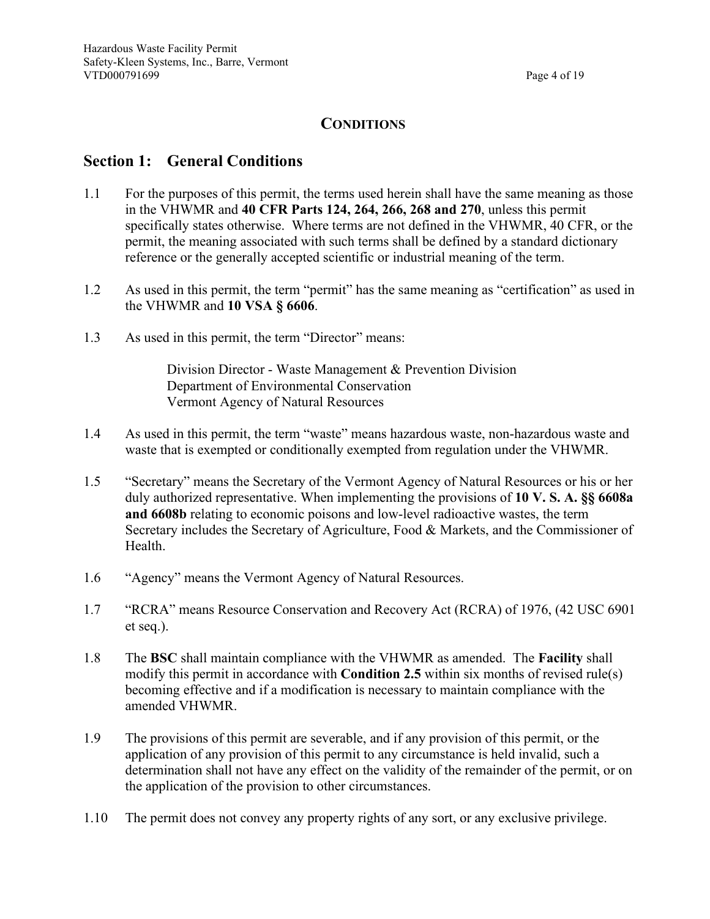# CONDITIONS

## Section 1: General Conditions

1.1 For the purposes of this permit, the terms used herein shall have the same meaning as those in the VHWMR and **40 CFR Parts 124, 264, 266, 268 and 270**, unless this permit specifically states otherwise. Where terms are not defined in the VHWMR, 40 CFR, or the permit, the meaning associated with such terms shall be defined by a standard dictionary reference or the generally accepted scientific or industrial meaning of the term.

1.2 As used in this permit, the term "permit" has the same meaning as "certification" as used in the VHWMR and **10 VSA § 6606**.

1.3 As used in this permit, the term "Director" means:

> Division Director - Waste Management & Prevention Division
> Department of Environmental Conservation
> Vermont Agency of Natural Resources

1.4 As used in this permit, the term "waste" means hazardous waste, non-hazardous waste and waste that is exempted or conditionally exempted from regulation under the VHWMR.

1.5 "Secretary" means the Secretary of the Vermont Agency of Natural Resources or his or her duly authorized representative. When implementing the provisions of **10 V. S. A. §§ 6608a and 6608b** relating to economic poisons and low-level radioactive wastes, the term Secretary includes the Secretary of Agriculture, Food & Markets, and the Commissioner of Health.

1.6 "Agency" means the Vermont Agency of Natural Resources.

1.7 "RCRA" means Resource Conservation and Recovery Act (RCRA) of 1976, (42 USC 6901 et seq.).

1.8 The **BSC** shall maintain compliance with the VHWMR as amended. The **Facility** shall modify this permit in accordance with **Condition 2.5** within six months of revised rule(s) becoming effective and if a modification is necessary to maintain compliance with the amended VHWMR.

1.9 The provisions of this permit are severable, and if any provision of this permit, or the application of any provision of this permit to any circumstance is held invalid, such a determination shall not have any effect on the validity of the remainder of the permit, or on the application of the provision to other circumstances.

1.10 The permit does not convey any property rights of any sort, or any exclusive privilege.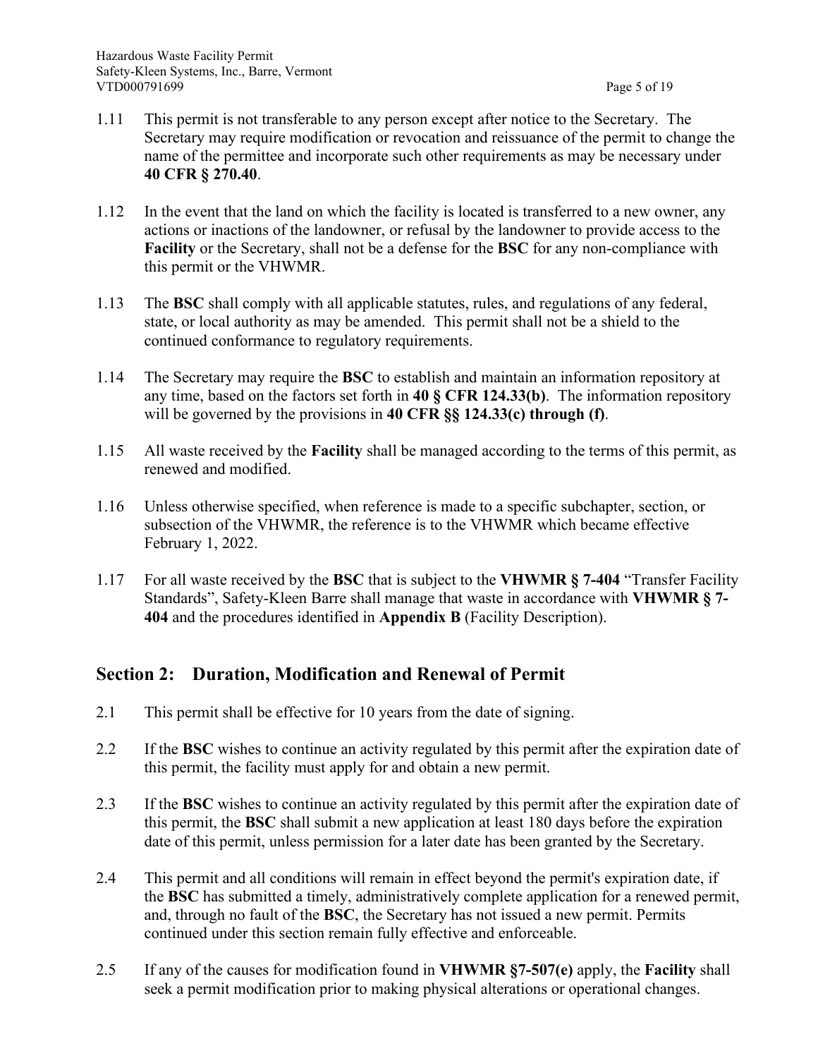1.11 This permit is not transferable to any person except after notice to the Secretary. The Secretary may require modification or revocation and reissuance of the permit to change the name of the permittee and incorporate such other requirements as may be necessary under **40 CFR § 270.40**.

1.12 In the event that the land on which the facility is located is transferred to a new owner, any actions or inactions of the landowner, or refusal by the landowner to provide access to the **Facility** or the Secretary, shall not be a defense for the **BSC** for any non-compliance with this permit or the VHWMR.

1.13 The **BSC** shall comply with all applicable statutes, rules, and regulations of any federal, state, or local authority as may be amended. This permit shall not be a shield to the continued conformance to regulatory requirements.

1.14 The Secretary may require the **BSC** to establish and maintain an information repository at any time, based on the factors set forth in **40 § CFR 124.33(b)**. The information repository will be governed by the provisions in **40 CFR §§ 124.33(c) through (f)**.

1.15 All waste received by the **Facility** shall be managed according to the terms of this permit, as renewed and modified.

1.16 Unless otherwise specified, when reference is made to a specific subchapter, section, or subsection of the VHWMR, the reference is to the VHWMR which became effective February 1, 2022.

1.17 For all waste received by the **BSC** that is subject to the **VHWMR § 7-404** "Transfer Facility Standards", Safety-Kleen Barre shall manage that waste in accordance with **VHWMR § 7-404** and the procedures identified in **Appendix B** (Facility Description).

## Section 2: Duration, Modification and Renewal of Permit

2.1 This permit shall be effective for 10 years from the date of signing.

2.2 If the **BSC** wishes to continue an activity regulated by this permit after the expiration date of this permit, the facility must apply for and obtain a new permit.

2.3 If the **BSC** wishes to continue an activity regulated by this permit after the expiration date of this permit, the **BSC** shall submit a new application at least 180 days before the expiration date of this permit, unless permission for a later date has been granted by the Secretary.

2.4 This permit and all conditions will remain in effect beyond the permit's expiration date, if the **BSC** has submitted a timely, administratively complete application for a renewed permit, and, through no fault of the **BSC**, the Secretary has not issued a new permit. Permits continued under this section remain fully effective and enforceable.

2.5 If any of the causes for modification found in **VHWMR §7-507(e)** apply, the **Facility** shall seek a permit modification prior to making physical alterations or operational changes.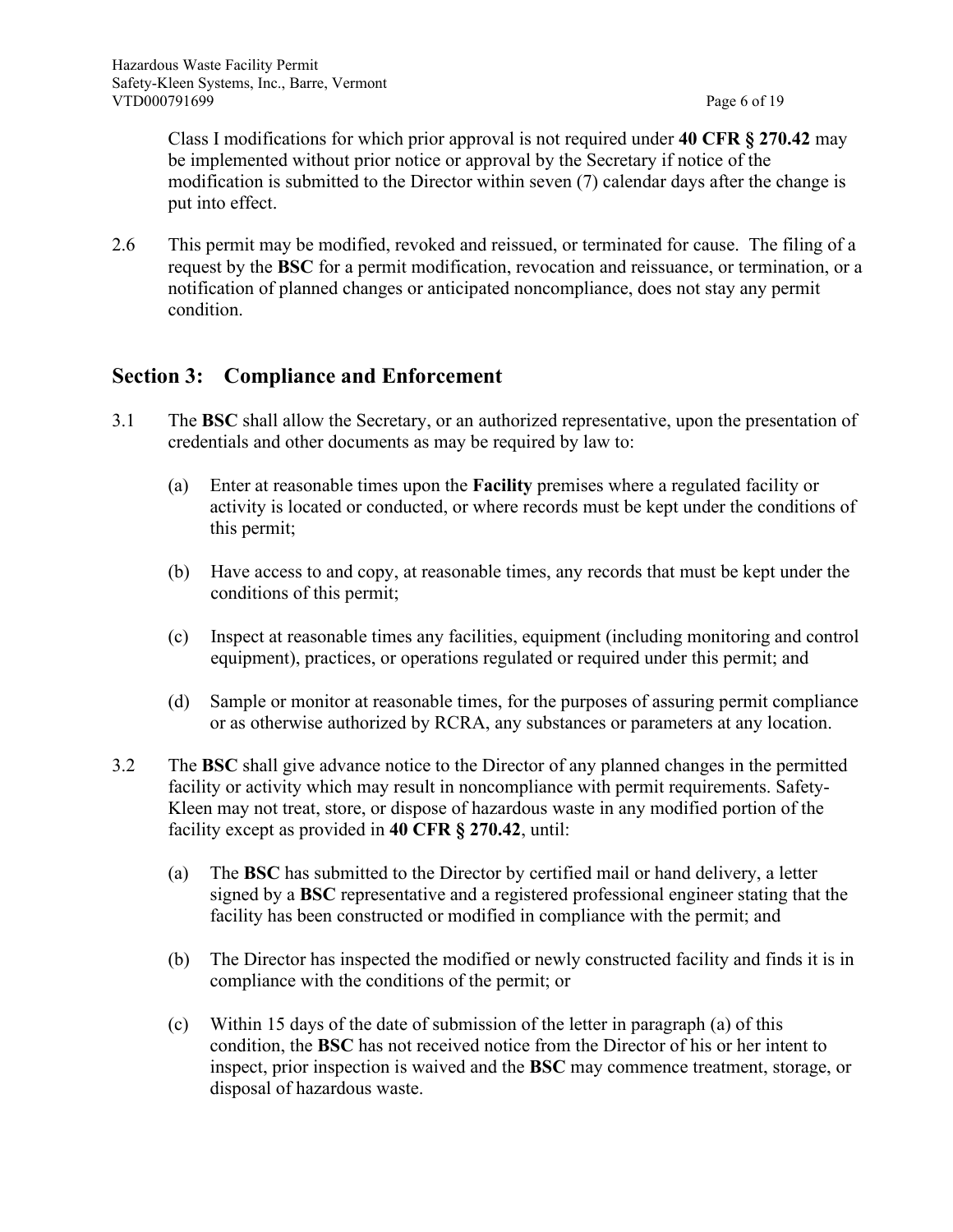Class I modifications for which prior approval is not required under **40 CFR § 270.42** may be implemented without prior notice or approval by the Secretary if notice of the modification is submitted to the Director within seven (7) calendar days after the change is put into effect.

2.6 This permit may be modified, revoked and reissued, or terminated for cause. The filing of a request by the **BSC** for a permit modification, revocation and reissuance, or termination, or a notification of planned changes or anticipated noncompliance, does not stay any permit condition.

## Section 3: Compliance and Enforcement

3.1 The **BSC** shall allow the Secretary, or an authorized representative, upon the presentation of credentials and other documents as may be required by law to:

(a) Enter at reasonable times upon the **Facility** premises where a regulated facility or activity is located or conducted, or where records must be kept under the conditions of this permit;

(b) Have access to and copy, at reasonable times, any records that must be kept under the conditions of this permit;

(c) Inspect at reasonable times any facilities, equipment (including monitoring and control equipment), practices, or operations regulated or required under this permit; and

(d) Sample or monitor at reasonable times, for the purposes of assuring permit compliance or as otherwise authorized by RCRA, any substances or parameters at any location.

3.2 The **BSC** shall give advance notice to the Director of any planned changes in the permitted facility or activity which may result in noncompliance with permit requirements. Safety-Kleen may not treat, store, or dispose of hazardous waste in any modified portion of the facility except as provided in **40 CFR § 270.42**, until:

(a) The **BSC** has submitted to the Director by certified mail or hand delivery, a letter signed by a **BSC** representative and a registered professional engineer stating that the facility has been constructed or modified in compliance with the permit; and

(b) The Director has inspected the modified or newly constructed facility and finds it is in compliance with the conditions of the permit; or

(c) Within 15 days of the date of submission of the letter in paragraph (a) of this condition, the **BSC** has not received notice from the Director of his or her intent to inspect, prior inspection is waived and the **BSC** may commence treatment, storage, or disposal of hazardous waste.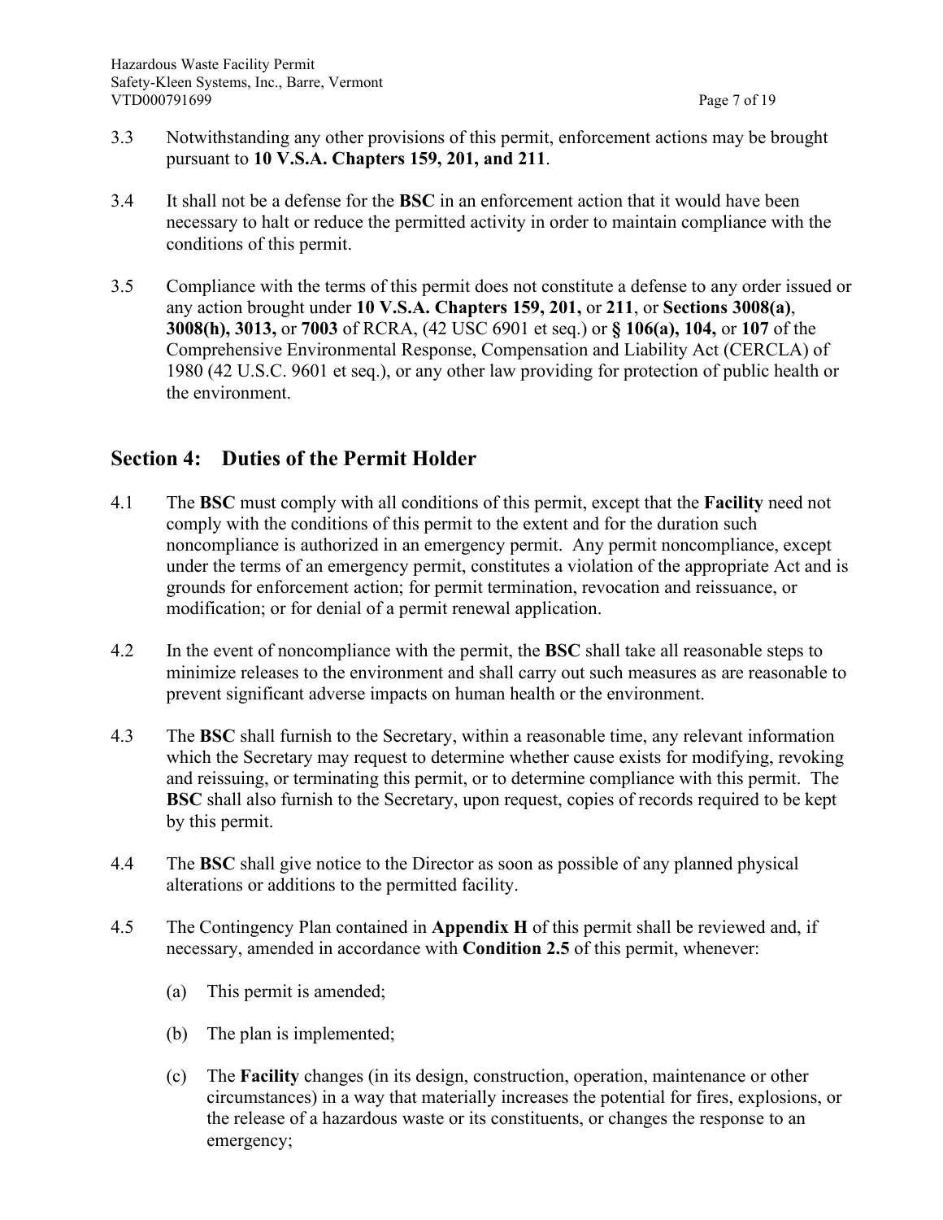3.3 Notwithstanding any other provisions of this permit, enforcement actions may be brought pursuant to **10 V.S.A. Chapters 159, 201, and 211**.

3.4 It shall not be a defense for the **BSC** in an enforcement action that it would have been necessary to halt or reduce the permitted activity in order to maintain compliance with the conditions of this permit.

3.5 Compliance with the terms of this permit does not constitute a defense to any order issued or any action brought under **10 V.S.A. Chapters 159, 201,** or **211**, or **Sections 3008(a)**, **3008(h), 3013,** or **7003** of RCRA, (42 USC 6901 et seq.) or **§ 106(a), 104,** or **107** of the Comprehensive Environmental Response, Compensation and Liability Act (CERCLA) of 1980 (42 U.S.C. 9601 et seq.), or any other law providing for protection of public health or the environment.

## Section 4: Duties of the Permit Holder

4.1 The **BSC** must comply with all conditions of this permit, except that the **Facility** need not comply with the conditions of this permit to the extent and for the duration such noncompliance is authorized in an emergency permit. Any permit noncompliance, except under the terms of an emergency permit, constitutes a violation of the appropriate Act and is grounds for enforcement action; for permit termination, revocation and reissuance, or modification; or for denial of a permit renewal application.

4.2 In the event of noncompliance with the permit, the **BSC** shall take all reasonable steps to minimize releases to the environment and shall carry out such measures as are reasonable to prevent significant adverse impacts on human health or the environment.

4.3 The **BSC** shall furnish to the Secretary, within a reasonable time, any relevant information which the Secretary may request to determine whether cause exists for modifying, revoking and reissuing, or terminating this permit, or to determine compliance with this permit. The **BSC** shall also furnish to the Secretary, upon request, copies of records required to be kept by this permit.

4.4 The **BSC** shall give notice to the Director as soon as possible of any planned physical alterations or additions to the permitted facility.

4.5 The Contingency Plan contained in **Appendix H** of this permit shall be reviewed and, if necessary, amended in accordance with **Condition 2.5** of this permit, whenever:

(a) This permit is amended;

(b) The plan is implemented;

(c) The **Facility** changes (in its design, construction, operation, maintenance or other circumstances) in a way that materially increases the potential for fires, explosions, or the release of a hazardous waste or its constituents, or changes the response to an emergency;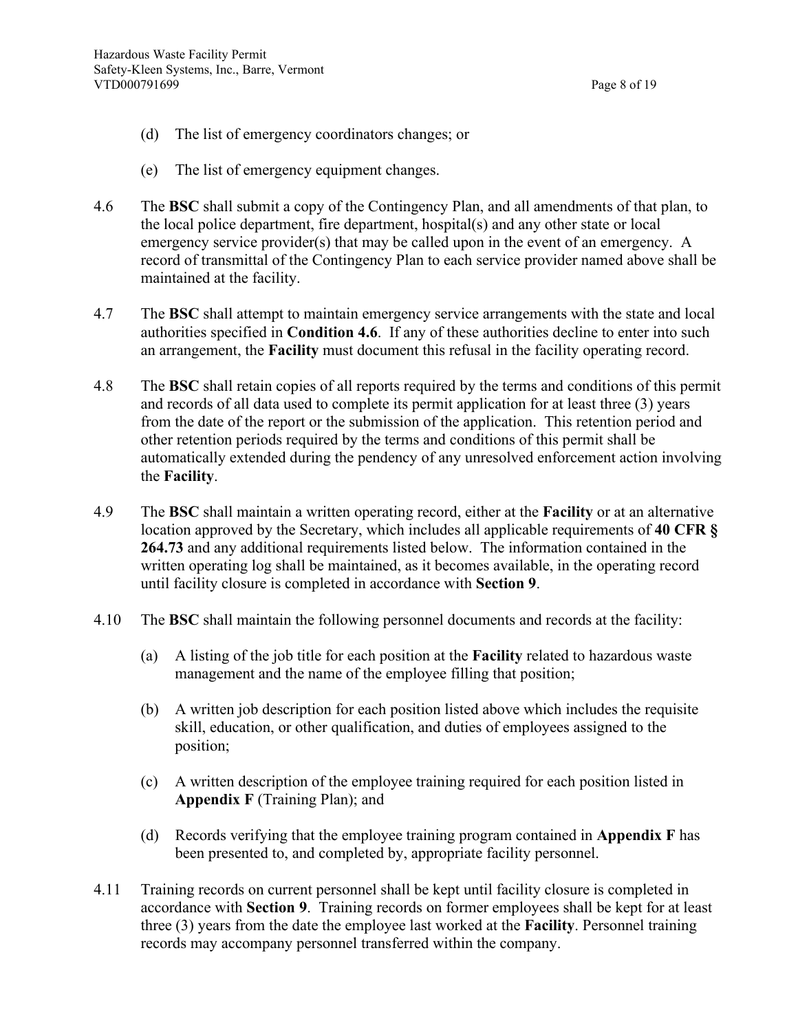(d) The list of emergency coordinators changes; or

(e) The list of emergency equipment changes.

4.6 The **BSC** shall submit a copy of the Contingency Plan, and all amendments of that plan, to the local police department, fire department, hospital(s) and any other state or local emergency service provider(s) that may be called upon in the event of an emergency. A record of transmittal of the Contingency Plan to each service provider named above shall be maintained at the facility.

4.7 The **BSC** shall attempt to maintain emergency service arrangements with the state and local authorities specified in **Condition 4.6**. If any of these authorities decline to enter into such an arrangement, the **Facility** must document this refusal in the facility operating record.

4.8 The **BSC** shall retain copies of all reports required by the terms and conditions of this permit and records of all data used to complete its permit application for at least three (3) years from the date of the report or the submission of the application. This retention period and other retention periods required by the terms and conditions of this permit shall be automatically extended during the pendency of any unresolved enforcement action involving the **Facility**.

4.9 The **BSC** shall maintain a written operating record, either at the **Facility** or at an alternative location approved by the Secretary, which includes all applicable requirements of **40 CFR § 264.73** and any additional requirements listed below. The information contained in the written operating log shall be maintained, as it becomes available, in the operating record until facility closure is completed in accordance with **Section 9**.

4.10 The **BSC** shall maintain the following personnel documents and records at the facility:

(a) A listing of the job title for each position at the **Facility** related to hazardous waste management and the name of the employee filling that position;

(b) A written job description for each position listed above which includes the requisite skill, education, or other qualification, and duties of employees assigned to the position;

(c) A written description of the employee training required for each position listed in **Appendix F** (Training Plan); and

(d) Records verifying that the employee training program contained in **Appendix F** has been presented to, and completed by, appropriate facility personnel.

4.11 Training records on current personnel shall be kept until facility closure is completed in accordance with **Section 9**. Training records on former employees shall be kept for at least three (3) years from the date the employee last worked at the **Facility**. Personnel training records may accompany personnel transferred within the company.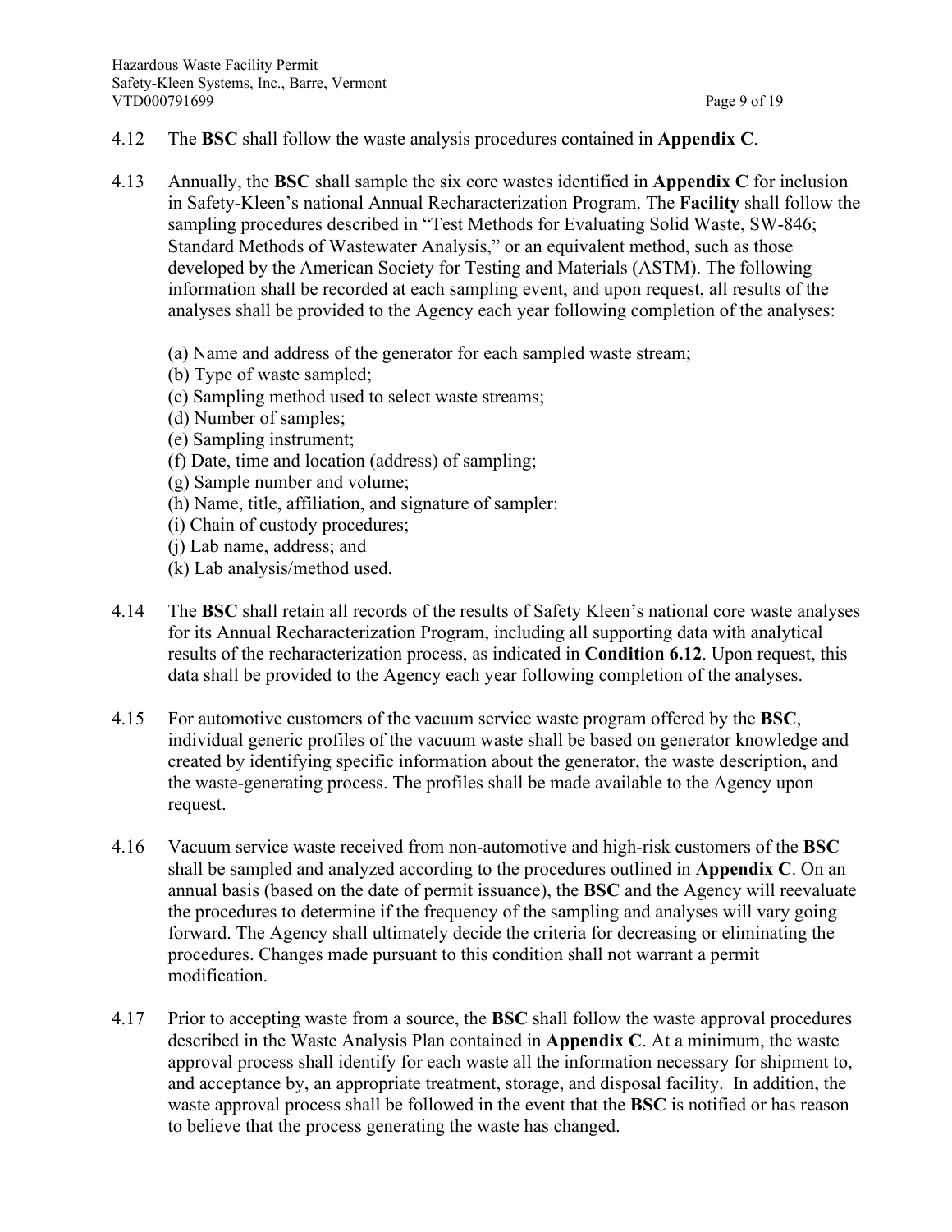4.12 The **BSC** shall follow the waste analysis procedures contained in **Appendix C**.

4.13 Annually, the **BSC** shall sample the six core wastes identified in **Appendix C** for inclusion in Safety-Kleen's national Annual Recharacterization Program. The **Facility** shall follow the sampling procedures described in "Test Methods for Evaluating Solid Waste, SW-846; Standard Methods of Wastewater Analysis," or an equivalent method, such as those developed by the American Society for Testing and Materials (ASTM). The following information shall be recorded at each sampling event, and upon request, all results of the analyses shall be provided to the Agency each year following completion of the analyses:

(a) Name and address of the generator for each sampled waste stream;
(b) Type of waste sampled;
(c) Sampling method used to select waste streams;
(d) Number of samples;
(e) Sampling instrument;
(f) Date, time and location (address) of sampling;
(g) Sample number and volume;
(h) Name, title, affiliation, and signature of sampler:
(i) Chain of custody procedures;
(j) Lab name, address; and
(k) Lab analysis/method used.

4.14 The **BSC** shall retain all records of the results of Safety Kleen's national core waste analyses for its Annual Recharacterization Program, including all supporting data with analytical results of the recharacterization process, as indicated in **Condition 6.12**. Upon request, this data shall be provided to the Agency each year following completion of the analyses.

4.15 For automotive customers of the vacuum service waste program offered by the **BSC**, individual generic profiles of the vacuum waste shall be based on generator knowledge and created by identifying specific information about the generator, the waste description, and the waste-generating process. The profiles shall be made available to the Agency upon request.

4.16 Vacuum service waste received from non-automotive and high-risk customers of the **BSC** shall be sampled and analyzed according to the procedures outlined in **Appendix C**. On an annual basis (based on the date of permit issuance), the **BSC** and the Agency will reevaluate the procedures to determine if the frequency of the sampling and analyses will vary going forward. The Agency shall ultimately decide the criteria for decreasing or eliminating the procedures. Changes made pursuant to this condition shall not warrant a permit modification.

4.17 Prior to accepting waste from a source, the **BSC** shall follow the waste approval procedures described in the Waste Analysis Plan contained in **Appendix C**. At a minimum, the waste approval process shall identify for each waste all the information necessary for shipment to, and acceptance by, an appropriate treatment, storage, and disposal facility. In addition, the waste approval process shall be followed in the event that the **BSC** is notified or has reason to believe that the process generating the waste has changed.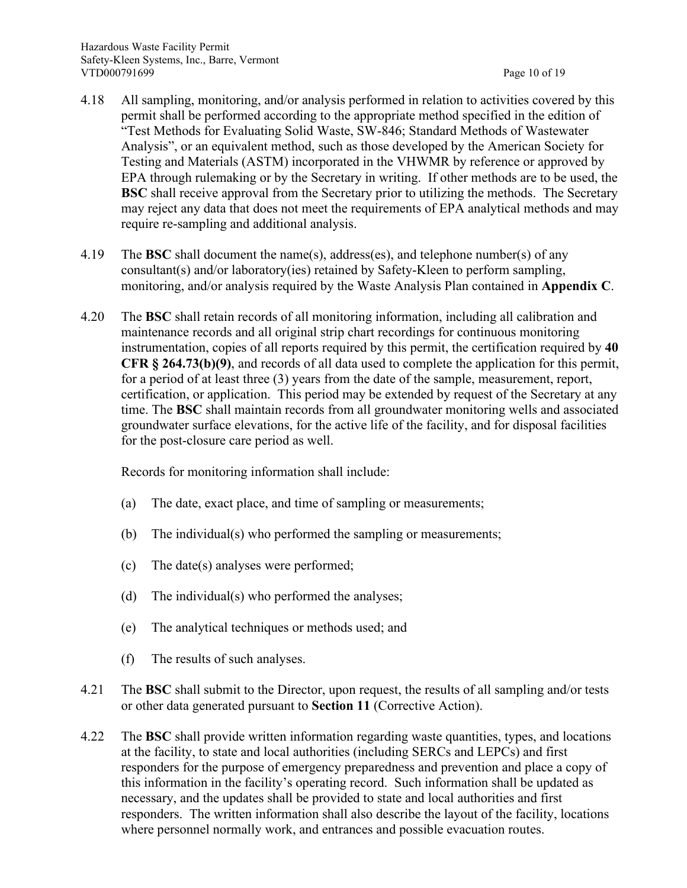4.18 All sampling, monitoring, and/or analysis performed in relation to activities covered by this permit shall be performed according to the appropriate method specified in the edition of "Test Methods for Evaluating Solid Waste, SW-846; Standard Methods of Wastewater Analysis", or an equivalent method, such as those developed by the American Society for Testing and Materials (ASTM) incorporated in the VHWMR by reference or approved by EPA through rulemaking or by the Secretary in writing. If other methods are to be used, the **BSC** shall receive approval from the Secretary prior to utilizing the methods. The Secretary may reject any data that does not meet the requirements of EPA analytical methods and may require re-sampling and additional analysis.

4.19 The **BSC** shall document the name(s), address(es), and telephone number(s) of any consultant(s) and/or laboratory(ies) retained by Safety-Kleen to perform sampling, monitoring, and/or analysis required by the Waste Analysis Plan contained in **Appendix C**.

4.20 The **BSC** shall retain records of all monitoring information, including all calibration and maintenance records and all original strip chart recordings for continuous monitoring instrumentation, copies of all reports required by this permit, the certification required by **40 CFR § 264.73(b)(9)**, and records of all data used to complete the application for this permit, for a period of at least three (3) years from the date of the sample, measurement, report, certification, or application. This period may be extended by request of the Secretary at any time. The **BSC** shall maintain records from all groundwater monitoring wells and associated groundwater surface elevations, for the active life of the facility, and for disposal facilities for the post-closure care period as well.

Records for monitoring information shall include:

(a) The date, exact place, and time of sampling or measurements;

(b) The individual(s) who performed the sampling or measurements;

(c) The date(s) analyses were performed;

(d) The individual(s) who performed the analyses;

(e) The analytical techniques or methods used; and

(f) The results of such analyses.

4.21 The **BSC** shall submit to the Director, upon request, the results of all sampling and/or tests or other data generated pursuant to **Section 11** (Corrective Action).

4.22 The **BSC** shall provide written information regarding waste quantities, types, and locations at the facility, to state and local authorities (including SERCs and LEPCs) and first responders for the purpose of emergency preparedness and prevention and place a copy of this information in the facility's operating record. Such information shall be updated as necessary, and the updates shall be provided to state and local authorities and first responders. The written information shall also describe the layout of the facility, locations where personnel normally work, and entrances and possible evacuation routes.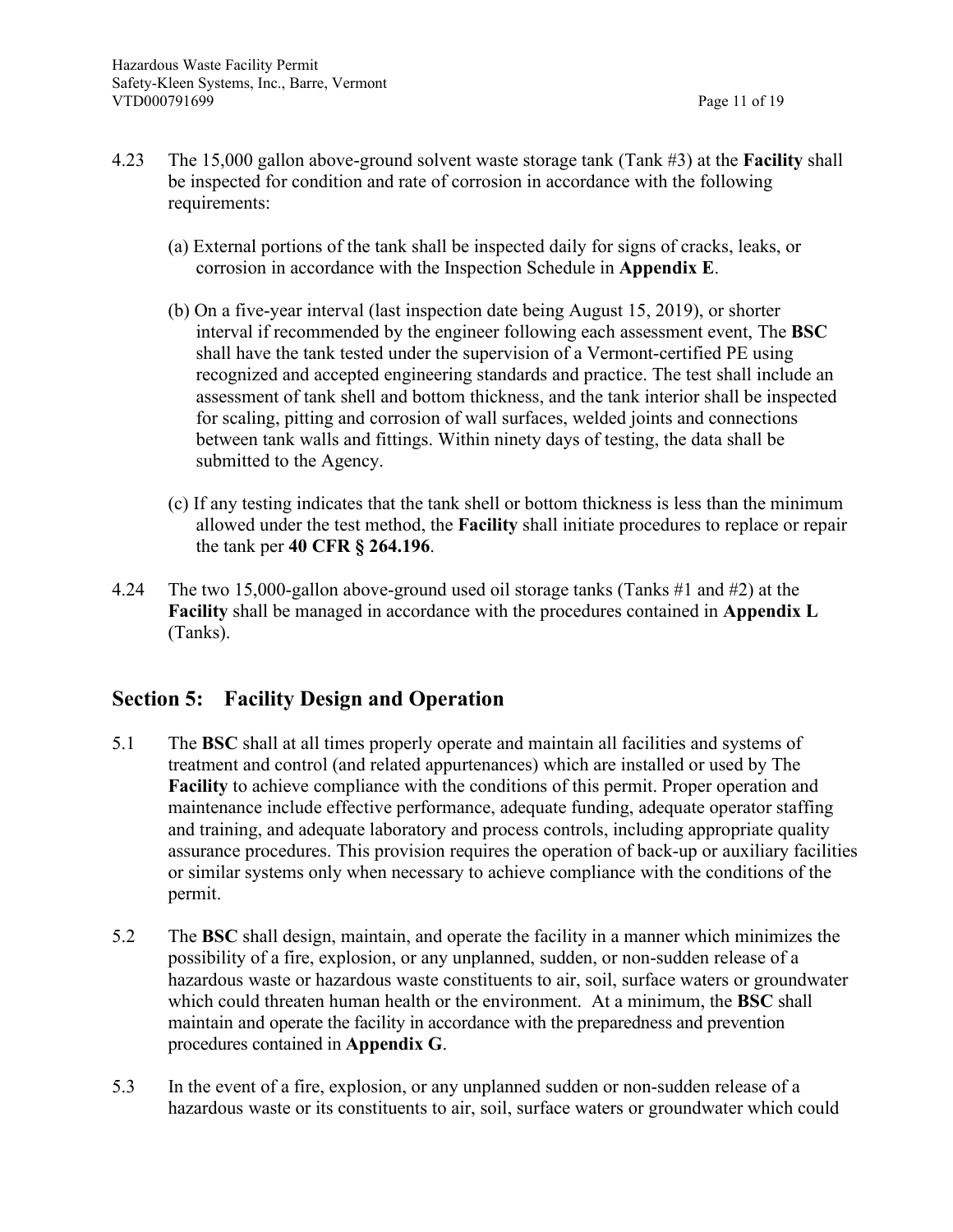4.23 The 15,000 gallon above-ground solvent waste storage tank (Tank #3) at the **Facility** shall be inspected for condition and rate of corrosion in accordance with the following requirements:

(a) External portions of the tank shall be inspected daily for signs of cracks, leaks, or corrosion in accordance with the Inspection Schedule in **Appendix E**.

(b) On a five-year interval (last inspection date being August 15, 2019), or shorter interval if recommended by the engineer following each assessment event, The **BSC** shall have the tank tested under the supervision of a Vermont-certified PE using recognized and accepted engineering standards and practice. The test shall include an assessment of tank shell and bottom thickness, and the tank interior shall be inspected for scaling, pitting and corrosion of wall surfaces, welded joints and connections between tank walls and fittings. Within ninety days of testing, the data shall be submitted to the Agency.

(c) If any testing indicates that the tank shell or bottom thickness is less than the minimum allowed under the test method, the **Facility** shall initiate procedures to replace or repair the tank per **40 CFR § 264.196**.

4.24 The two 15,000-gallon above-ground used oil storage tanks (Tanks #1 and #2) at the **Facility** shall be managed in accordance with the procedures contained in **Appendix L** (Tanks).

## Section 5: Facility Design and Operation

5.1 The **BSC** shall at all times properly operate and maintain all facilities and systems of treatment and control (and related appurtenances) which are installed or used by The **Facility** to achieve compliance with the conditions of this permit. Proper operation and maintenance include effective performance, adequate funding, adequate operator staffing and training, and adequate laboratory and process controls, including appropriate quality assurance procedures. This provision requires the operation of back-up or auxiliary facilities or similar systems only when necessary to achieve compliance with the conditions of the permit.

5.2 The **BSC** shall design, maintain, and operate the facility in a manner which minimizes the possibility of a fire, explosion, or any unplanned, sudden, or non-sudden release of a hazardous waste or hazardous waste constituents to air, soil, surface waters or groundwater which could threaten human health or the environment. At a minimum, the **BSC** shall maintain and operate the facility in accordance with the preparedness and prevention procedures contained in **Appendix G**.

5.3 In the event of a fire, explosion, or any unplanned sudden or non-sudden release of a hazardous waste or its constituents to air, soil, surface waters or groundwater which could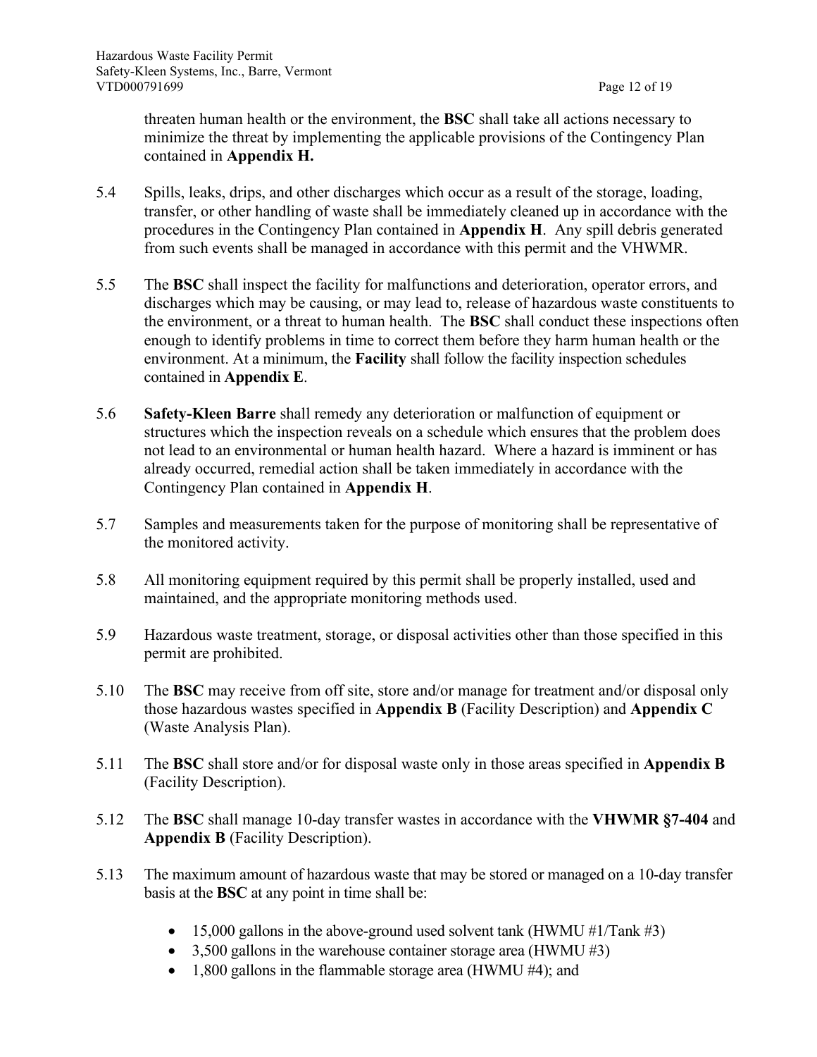threaten human health or the environment, the **BSC** shall take all actions necessary to minimize the threat by implementing the applicable provisions of the Contingency Plan contained in **Appendix H.**

5.4 Spills, leaks, drips, and other discharges which occur as a result of the storage, loading, transfer, or other handling of waste shall be immediately cleaned up in accordance with the procedures in the Contingency Plan contained in **Appendix H**. Any spill debris generated from such events shall be managed in accordance with this permit and the VHWMR.

5.5 The **BSC** shall inspect the facility for malfunctions and deterioration, operator errors, and discharges which may be causing, or may lead to, release of hazardous waste constituents to the environment, or a threat to human health. The **BSC** shall conduct these inspections often enough to identify problems in time to correct them before they harm human health or the environment. At a minimum, the **Facility** shall follow the facility inspection schedules contained in **Appendix E**.

5.6 **Safety-Kleen Barre** shall remedy any deterioration or malfunction of equipment or structures which the inspection reveals on a schedule which ensures that the problem does not lead to an environmental or human health hazard. Where a hazard is imminent or has already occurred, remedial action shall be taken immediately in accordance with the Contingency Plan contained in **Appendix H**.

5.7 Samples and measurements taken for the purpose of monitoring shall be representative of the monitored activity.

5.8 All monitoring equipment required by this permit shall be properly installed, used and maintained, and the appropriate monitoring methods used.

5.9 Hazardous waste treatment, storage, or disposal activities other than those specified in this permit are prohibited.

5.10 The **BSC** may receive from off site, store and/or manage for treatment and/or disposal only those hazardous wastes specified in **Appendix B** (Facility Description) and **Appendix C** (Waste Analysis Plan).

5.11 The **BSC** shall store and/or for disposal waste only in those areas specified in **Appendix B** (Facility Description).

5.12 The **BSC** shall manage 10-day transfer wastes in accordance with the **VHWMR §7-404** and **Appendix B** (Facility Description).

5.13 The maximum amount of hazardous waste that may be stored or managed on a 10-day transfer basis at the **BSC** at any point in time shall be:

- 15,000 gallons in the above-ground used solvent tank (HWMU #1/Tank #3)
- 3,500 gallons in the warehouse container storage area (HWMU #3)
- 1,800 gallons in the flammable storage area (HWMU #4); and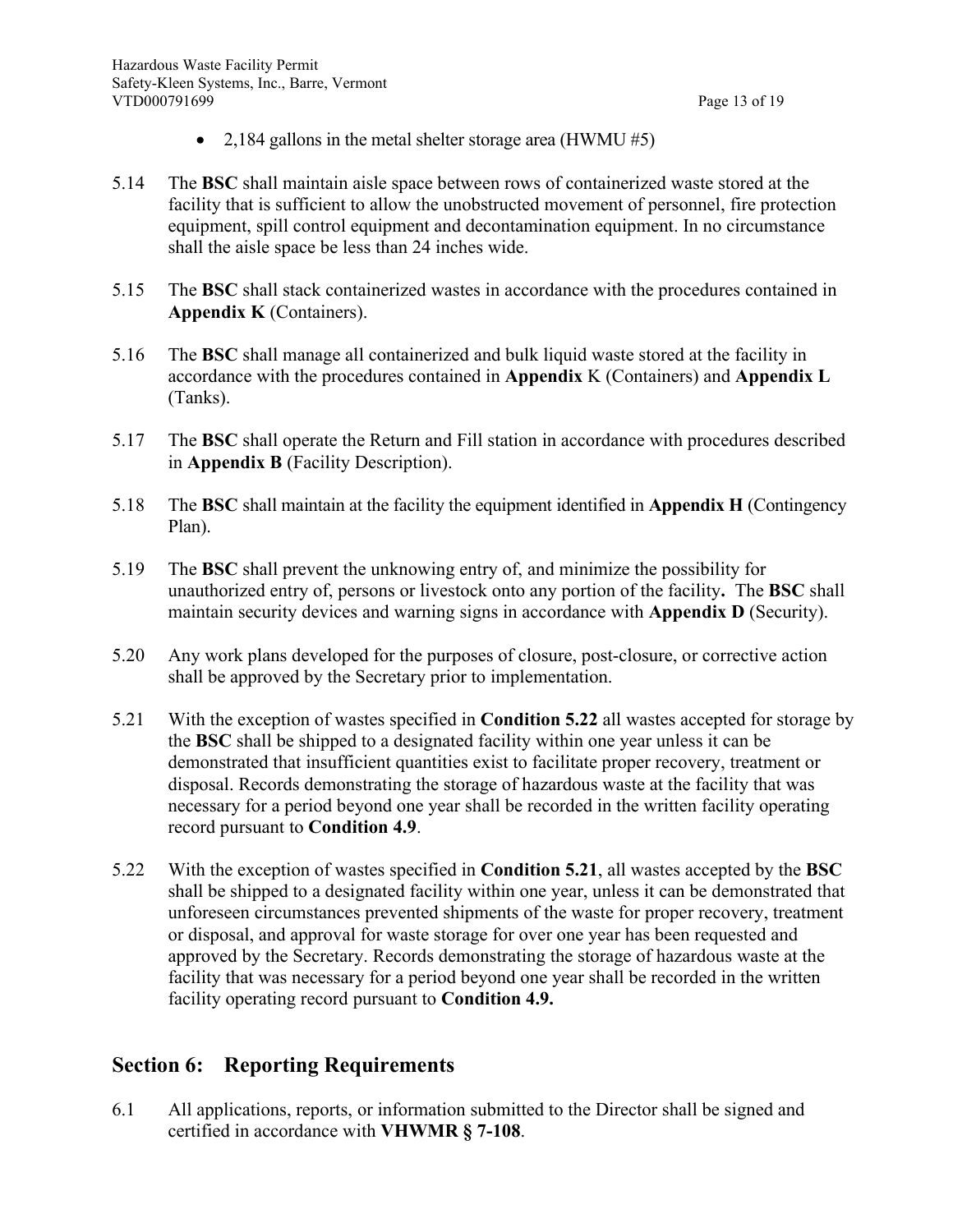- 2,184 gallons in the metal shelter storage area (HWMU #5)

5.14 The **BSC** shall maintain aisle space between rows of containerized waste stored at the facility that is sufficient to allow the unobstructed movement of personnel, fire protection equipment, spill control equipment and decontamination equipment. In no circumstance shall the aisle space be less than 24 inches wide.

5.15 The **BSC** shall stack containerized wastes in accordance with the procedures contained in **Appendix K** (Containers).

5.16 The **BSC** shall manage all containerized and bulk liquid waste stored at the facility in accordance with the procedures contained in **Appendix** K (Containers) and **Appendix L** (Tanks).

5.17 The **BSC** shall operate the Return and Fill station in accordance with procedures described in **Appendix B** (Facility Description).

5.18 The **BSC** shall maintain at the facility the equipment identified in **Appendix H** (Contingency Plan).

5.19 The **BSC** shall prevent the unknowing entry of, and minimize the possibility for unauthorized entry of, persons or livestock onto any portion of the facility**.** The **BSC** shall maintain security devices and warning signs in accordance with **Appendix D** (Security).

5.20 Any work plans developed for the purposes of closure, post-closure, or corrective action shall be approved by the Secretary prior to implementation.

5.21 With the exception of wastes specified in **Condition 5.22** all wastes accepted for storage by the **BSC** shall be shipped to a designated facility within one year unless it can be demonstrated that insufficient quantities exist to facilitate proper recovery, treatment or disposal. Records demonstrating the storage of hazardous waste at the facility that was necessary for a period beyond one year shall be recorded in the written facility operating record pursuant to **Condition 4.9**.

5.22 With the exception of wastes specified in **Condition 5.21**, all wastes accepted by the **BSC** shall be shipped to a designated facility within one year, unless it can be demonstrated that unforeseen circumstances prevented shipments of the waste for proper recovery, treatment or disposal, and approval for waste storage for over one year has been requested and approved by the Secretary. Records demonstrating the storage of hazardous waste at the facility that was necessary for a period beyond one year shall be recorded in the written facility operating record pursuant to **Condition 4.9.**

## Section 6: Reporting Requirements

6.1 All applications, reports, or information submitted to the Director shall be signed and certified in accordance with **VHWMR § 7-108**.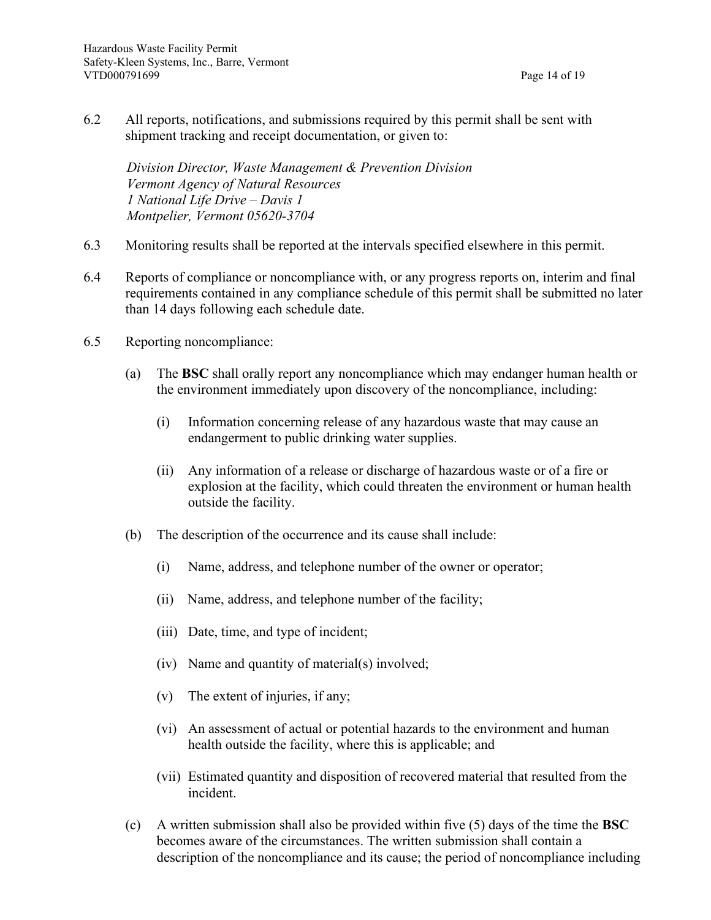6.2 All reports, notifications, and submissions required by this permit shall be sent with shipment tracking and receipt documentation, or given to:

*Division Director, Waste Management & Prevention Division*
*Vermont Agency of Natural Resources*
*1 National Life Drive – Davis 1*
*Montpelier, Vermont 05620-3704*

6.3 Monitoring results shall be reported at the intervals specified elsewhere in this permit.

6.4 Reports of compliance or noncompliance with, or any progress reports on, interim and final requirements contained in any compliance schedule of this permit shall be submitted no later than 14 days following each schedule date.

6.5 Reporting noncompliance:

(a) The **BSC** shall orally report any noncompliance which may endanger human health or the environment immediately upon discovery of the noncompliance, including:

(i) Information concerning release of any hazardous waste that may cause an endangerment to public drinking water supplies.

(ii) Any information of a release or discharge of hazardous waste or of a fire or explosion at the facility, which could threaten the environment or human health outside the facility.

(b) The description of the occurrence and its cause shall include:

(i) Name, address, and telephone number of the owner or operator;

(ii) Name, address, and telephone number of the facility;

(iii) Date, time, and type of incident;

(iv) Name and quantity of material(s) involved;

(v) The extent of injuries, if any;

(vi) An assessment of actual or potential hazards to the environment and human health outside the facility, where this is applicable; and

(vii) Estimated quantity and disposition of recovered material that resulted from the incident.

(c) A written submission shall also be provided within five (5) days of the time the **BSC** becomes aware of the circumstances. The written submission shall contain a description of the noncompliance and its cause; the period of noncompliance including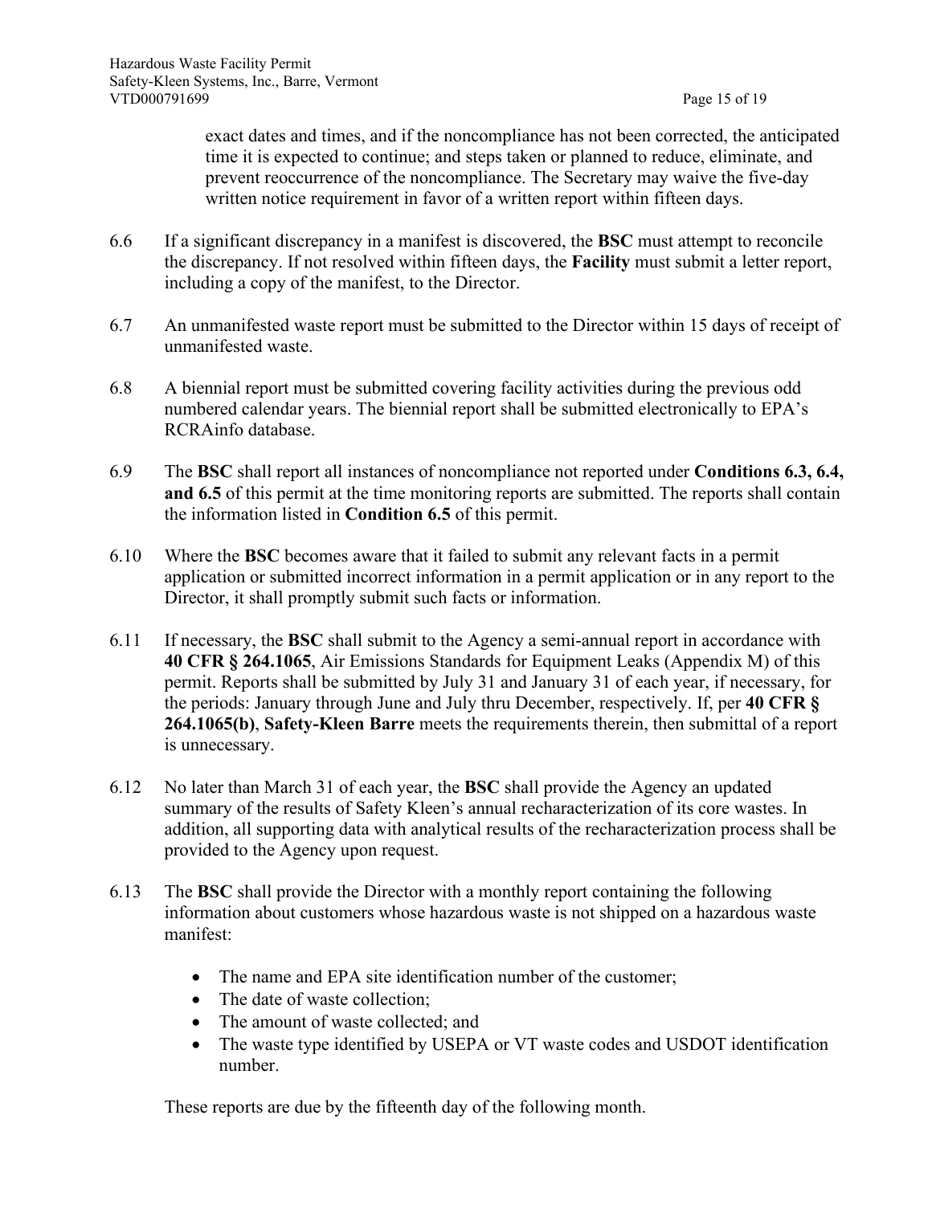exact dates and times, and if the noncompliance has not been corrected, the anticipated time it is expected to continue; and steps taken or planned to reduce, eliminate, and prevent reoccurrence of the noncompliance. The Secretary may waive the five-day written notice requirement in favor of a written report within fifteen days.

6.6 If a significant discrepancy in a manifest is discovered, the **BSC** must attempt to reconcile the discrepancy. If not resolved within fifteen days, the **Facility** must submit a letter report, including a copy of the manifest, to the Director.

6.7 An unmanifested waste report must be submitted to the Director within 15 days of receipt of unmanifested waste.

6.8 A biennial report must be submitted covering facility activities during the previous odd numbered calendar years. The biennial report shall be submitted electronically to EPA's RCRAinfo database.

6.9 The **BSC** shall report all instances of noncompliance not reported under **Conditions 6.3, 6.4, and 6.5** of this permit at the time monitoring reports are submitted. The reports shall contain the information listed in **Condition 6.5** of this permit.

6.10 Where the **BSC** becomes aware that it failed to submit any relevant facts in a permit application or submitted incorrect information in a permit application or in any report to the Director, it shall promptly submit such facts or information.

6.11 If necessary, the **BSC** shall submit to the Agency a semi-annual report in accordance with **40 CFR § 264.1065**, Air Emissions Standards for Equipment Leaks (Appendix M) of this permit. Reports shall be submitted by July 31 and January 31 of each year, if necessary, for the periods: January through June and July thru December, respectively. If, per **40 CFR § 264.1065(b)**, **Safety-Kleen Barre** meets the requirements therein, then submittal of a report is unnecessary.

6.12 No later than March 31 of each year, the **BSC** shall provide the Agency an updated summary of the results of Safety Kleen's annual recharacterization of its core wastes. In addition, all supporting data with analytical results of the recharacterization process shall be provided to the Agency upon request.

6.13 The **BSC** shall provide the Director with a monthly report containing the following information about customers whose hazardous waste is not shipped on a hazardous waste manifest:

- The name and EPA site identification number of the customer;
- The date of waste collection;
- The amount of waste collected; and
- The waste type identified by USEPA or VT waste codes and USDOT identification number.

These reports are due by the fifteenth day of the following month.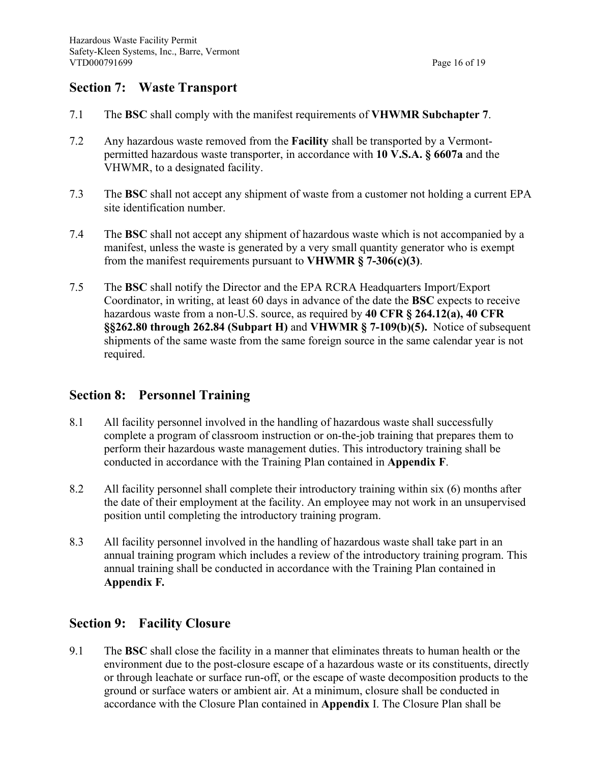## Section 7: Waste Transport

7.1 The **BSC** shall comply with the manifest requirements of **VHWMR Subchapter 7**.

7.2 Any hazardous waste removed from the **Facility** shall be transported by a Vermont-permitted hazardous waste transporter, in accordance with **10 V.S.A. § 6607a** and the VHWMR, to a designated facility.

7.3 The **BSC** shall not accept any shipment of waste from a customer not holding a current EPA site identification number.

7.4 The **BSC** shall not accept any shipment of hazardous waste which is not accompanied by a manifest, unless the waste is generated by a very small quantity generator who is exempt from the manifest requirements pursuant to **VHWMR § 7-306(c)(3)**.

7.5 The **BSC** shall notify the Director and the EPA RCRA Headquarters Import/Export Coordinator, in writing, at least 60 days in advance of the date the **BSC** expects to receive hazardous waste from a non-U.S. source, as required by **40 CFR § 264.12(a), 40 CFR §§262.80 through 262.84 (Subpart H)** and **VHWMR § 7-109(b)(5).** Notice of subsequent shipments of the same waste from the same foreign source in the same calendar year is not required.

## Section 8: Personnel Training

8.1 All facility personnel involved in the handling of hazardous waste shall successfully complete a program of classroom instruction or on-the-job training that prepares them to perform their hazardous waste management duties. This introductory training shall be conducted in accordance with the Training Plan contained in **Appendix F**.

8.2 All facility personnel shall complete their introductory training within six (6) months after the date of their employment at the facility. An employee may not work in an unsupervised position until completing the introductory training program.

8.3 All facility personnel involved in the handling of hazardous waste shall take part in an annual training program which includes a review of the introductory training program. This annual training shall be conducted in accordance with the Training Plan contained in **Appendix F.**

## Section 9: Facility Closure

9.1 The **BSC** shall close the facility in a manner that eliminates threats to human health or the environment due to the post-closure escape of a hazardous waste or its constituents, directly or through leachate or surface run-off, or the escape of waste decomposition products to the ground or surface waters or ambient air. At a minimum, closure shall be conducted in accordance with the Closure Plan contained in **Appendix** I. The Closure Plan shall be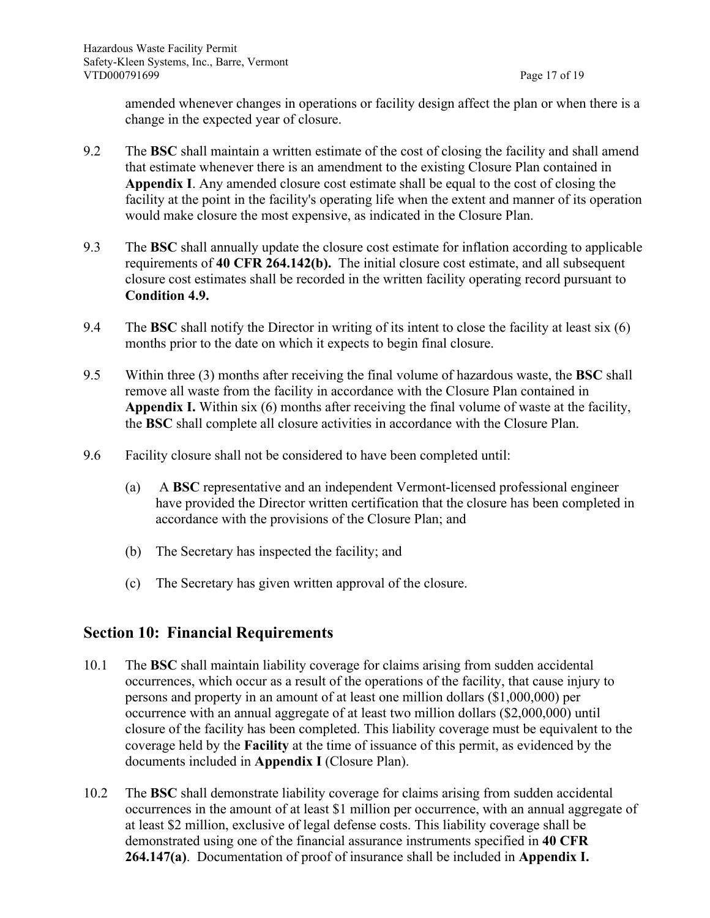amended whenever changes in operations or facility design affect the plan or when there is a change in the expected year of closure.

9.2 The **BSC** shall maintain a written estimate of the cost of closing the facility and shall amend that estimate whenever there is an amendment to the existing Closure Plan contained in **Appendix I**. Any amended closure cost estimate shall be equal to the cost of closing the facility at the point in the facility's operating life when the extent and manner of its operation would make closure the most expensive, as indicated in the Closure Plan.

9.3 The **BSC** shall annually update the closure cost estimate for inflation according to applicable requirements of **40 CFR 264.142(b).** The initial closure cost estimate, and all subsequent closure cost estimates shall be recorded in the written facility operating record pursuant to **Condition 4.9.**

9.4 The **BSC** shall notify the Director in writing of its intent to close the facility at least six (6) months prior to the date on which it expects to begin final closure.

9.5 Within three (3) months after receiving the final volume of hazardous waste, the **BSC** shall remove all waste from the facility in accordance with the Closure Plan contained in **Appendix I.** Within six (6) months after receiving the final volume of waste at the facility, the **BSC** shall complete all closure activities in accordance with the Closure Plan.

9.6 Facility closure shall not be considered to have been completed until:

(a) A **BSC** representative and an independent Vermont-licensed professional engineer have provided the Director written certification that the closure has been completed in accordance with the provisions of the Closure Plan; and

(b) The Secretary has inspected the facility; and

(c) The Secretary has given written approval of the closure.

## Section 10: Financial Requirements

10.1 The **BSC** shall maintain liability coverage for claims arising from sudden accidental occurrences, which occur as a result of the operations of the facility, that cause injury to persons and property in an amount of at least one million dollars ($1,000,000) per occurrence with an annual aggregate of at least two million dollars ($2,000,000) until closure of the facility has been completed. This liability coverage must be equivalent to the coverage held by the **Facility** at the time of issuance of this permit, as evidenced by the documents included in **Appendix I** (Closure Plan).

10.2 The **BSC** shall demonstrate liability coverage for claims arising from sudden accidental occurrences in the amount of at least $1 million per occurrence, with an annual aggregate of at least $2 million, exclusive of legal defense costs. This liability coverage shall be demonstrated using one of the financial assurance instruments specified in **40 CFR 264.147(a)**. Documentation of proof of insurance shall be included in **Appendix I.**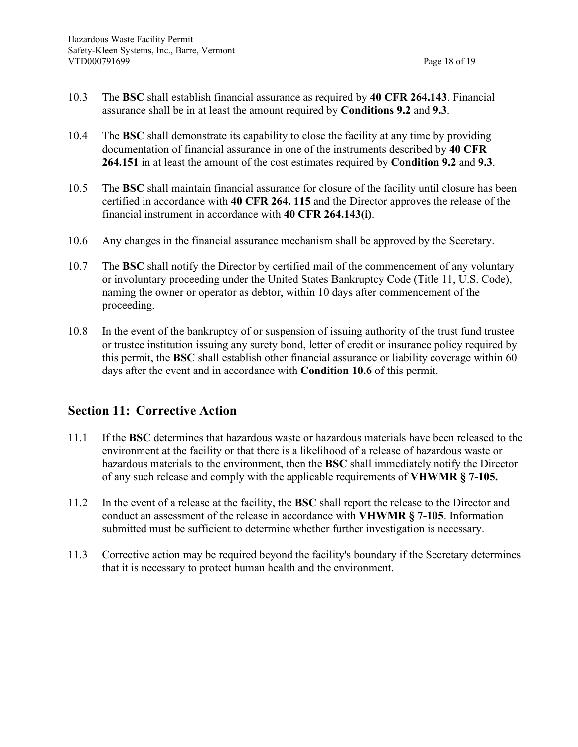10.3 The **BSC** shall establish financial assurance as required by **40 CFR 264.143**. Financial assurance shall be in at least the amount required by **Conditions 9.2** and **9.3**.

10.4 The **BSC** shall demonstrate its capability to close the facility at any time by providing documentation of financial assurance in one of the instruments described by **40 CFR 264.151** in at least the amount of the cost estimates required by **Condition 9.2** and **9.3**.

10.5 The **BSC** shall maintain financial assurance for closure of the facility until closure has been certified in accordance with **40 CFR 264. 115** and the Director approves the release of the financial instrument in accordance with **40 CFR 264.143(i)**.

10.6 Any changes in the financial assurance mechanism shall be approved by the Secretary.

10.7 The **BSC** shall notify the Director by certified mail of the commencement of any voluntary or involuntary proceeding under the United States Bankruptcy Code (Title 11, U.S. Code), naming the owner or operator as debtor, within 10 days after commencement of the proceeding.

10.8 In the event of the bankruptcy of or suspension of issuing authority of the trust fund trustee or trustee institution issuing any surety bond, letter of credit or insurance policy required by this permit, the **BSC** shall establish other financial assurance or liability coverage within 60 days after the event and in accordance with **Condition 10.6** of this permit.

## Section 11: Corrective Action

11.1 If the **BSC** determines that hazardous waste or hazardous materials have been released to the environment at the facility or that there is a likelihood of a release of hazardous waste or hazardous materials to the environment, then the **BSC** shall immediately notify the Director of any such release and comply with the applicable requirements of **VHWMR § 7-105.**

11.2 In the event of a release at the facility, the **BSC** shall report the release to the Director and conduct an assessment of the release in accordance with **VHWMR § 7-105**. Information submitted must be sufficient to determine whether further investigation is necessary.

11.3 Corrective action may be required beyond the facility's boundary if the Secretary determines that it is necessary to protect human health and the environment.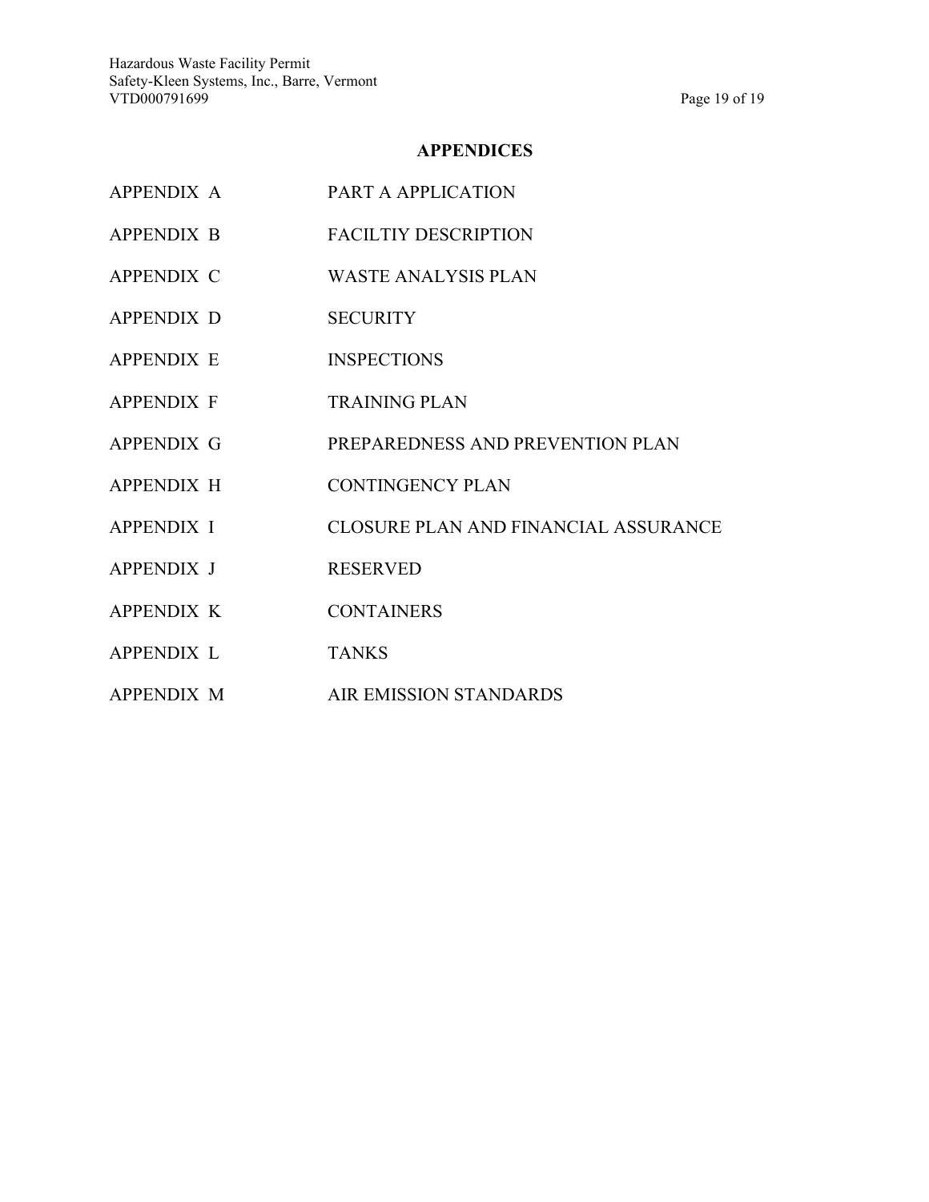# APPENDICES

| | |
|---|---|
| APPENDIX A | PART A APPLICATION |
| APPENDIX B | FACILTIY DESCRIPTION |
| APPENDIX C | WASTE ANALYSIS PLAN |
| APPENDIX D | SECURITY |
| APPENDIX E | INSPECTIONS |
| APPENDIX F | TRAINING PLAN |
| APPENDIX G | PREPAREDNESS AND PREVENTION PLAN |
| APPENDIX H | CONTINGENCY PLAN |
| APPENDIX I | CLOSURE PLAN AND FINANCIAL ASSURANCE |
| APPENDIX J | RESERVED |
| APPENDIX K | CONTAINERS |
| APPENDIX L | TANKS |
| APPENDIX M | AIR EMISSION STANDARDS |